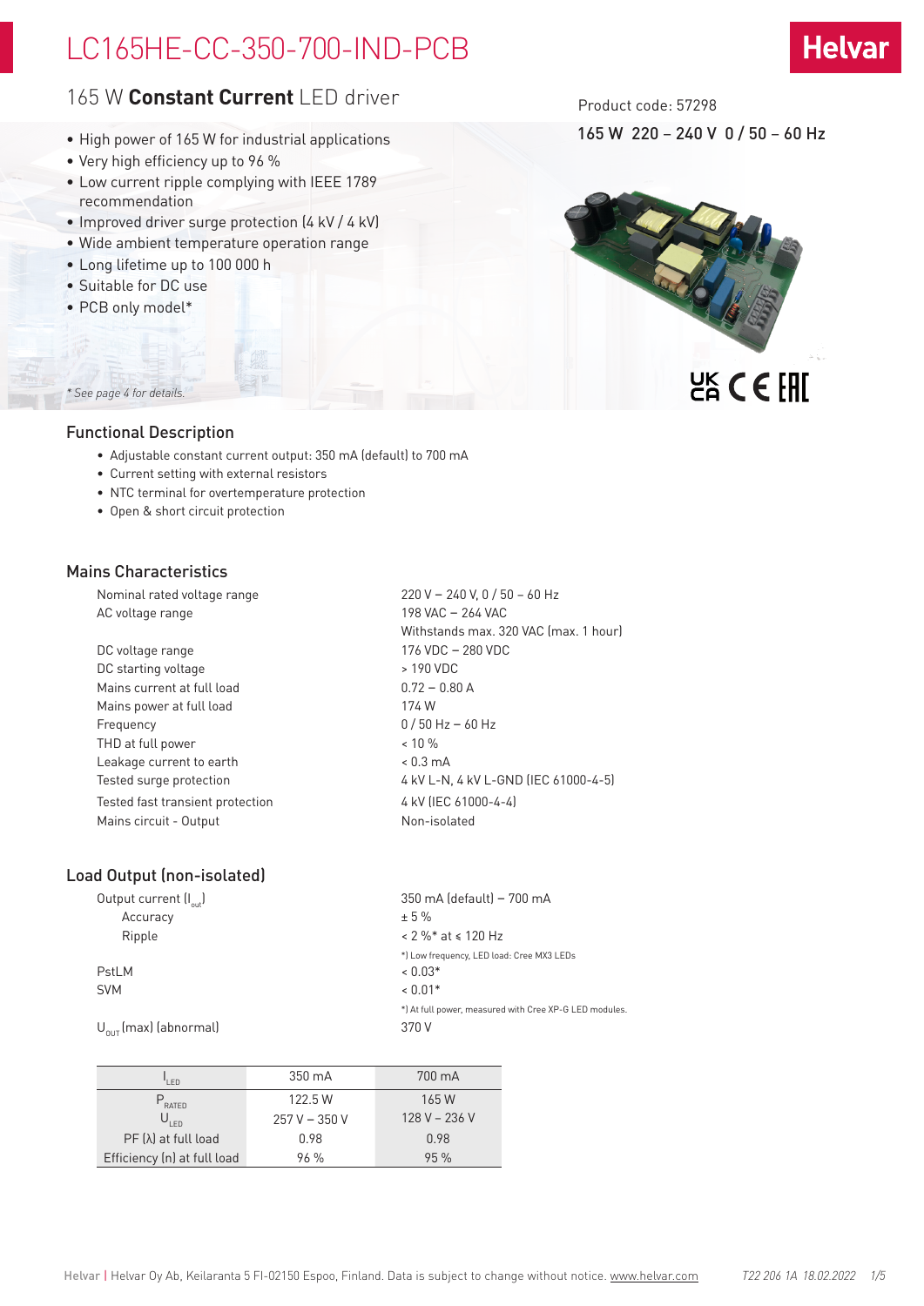# LC165HE-CC-350-700-IND-PCB

## 165 W **Constant Current** LED driver

Product code: 57298

165 W 220 – 240 V 0 / 50 – 60 Hz

- High power of 165 W for industrial applications
- Very high efficiency up to 96 %
- Low current ripple complying with IEEE 1789 recommendation
- Improved driver surge protection (4 kV / 4 kV)
- Wide ambient temperature operation range
- Long lifetime up to 100 000 h
- Suitable for DC use
- PCB only model*

*\* See page 4 for details.*

### Functional Description

- Adjustable constant current output: 350 mA (default) to 700 mA
- Current setting with external resistors
- NTC terminal for overtemperature protection
- Open & short circuit protection

### Mains Characteristics

| | |
|---|---|
| Nominal rated voltage range | 220 V – 240 V, 0 / 50 – 60 Hz |
| AC voltage range | 198 VAC – 264 VAC<br>Withstands max. 320 VAC (max. 1 hour) |
| DC voltage range | 176 VDC – 280 VDC |
| DC starting voltage | > 190 VDC |
| Mains current at full load | 0.72 – 0.80 A |
| Mains power at full load | 174 W |
| Frequency | 0 / 50 Hz – 60 Hz |
| THD at full power | < 10 % |
| Leakage current to earth | < 0.3 mA |
| Tested surge protection | 4 kV L-N, 4 kV L-GND (IEC 61000-4-5) |
| Tested fast transient protection | 4 kV (IEC 61000-4-4) |
| Mains circuit - Output | Non-isolated |

### Load Output (non-isolated)

| | |
|---|---|
| Output current ($I_{out}$) | 350 mA (default) – 700 mA |
| Accuracy | ± 5 % |
| Ripple | < 2 %* at ≤ 120 Hz<br>*) Low frequency, LED load: Cree MX3 LEDs |
| PstLM | < 0.03* |
| SVM | < 0.01*<br>*) At full power, measured with Cree XP-G LED modules. |
| $U_{OUT}$ (max) (abnormal) | 370 V |

| $I_{LED}$ | 350 mA | 700 mA |
|---|---|---|
| $P_{RATED}$ | 122.5 W | 165 W |
| $U_{LED}$ | 257 V – 350 V | 128 V – 236 V |
| PF (λ) at full load | 0.98 | 0.98 |
| Efficiency (η) at full load | 96 % | 95 % |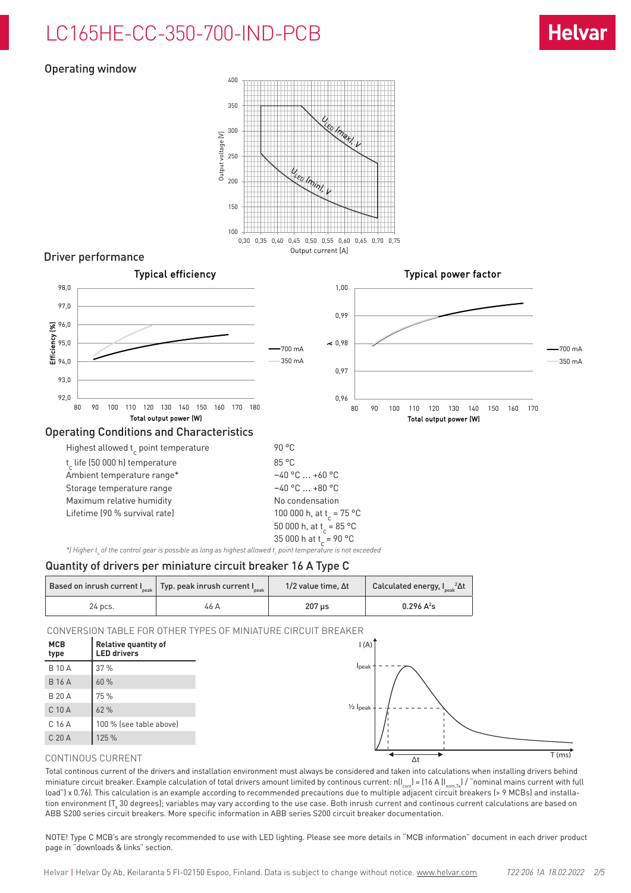# LC165HE-CC-350-700-IND-PCB

## Operating window

## Driver performance

### Typical efficiency

### Typical power factor

## Operating Conditions and Characteristics

| | |
|---|---|
| Highest allowed $t_c$ point temperature | 90 °C |
| $t_c$ life (50 000 h) temperature | 85 °C |
| Ambient temperature range* | −40 °C ... +60 °C |
| Storage temperature range | −40 °C ... +80 °C |
| Maximum relative humidity | No condensation |
| Lifetime (90 % survival rate) | 100 000 h, at $t_c$ = 75 °C<br>50 000 h, at $t_c$ = 85 °C<br>35 000 h at $t_c$ = 90 °C |

*\*) Higher $t_a$ of the control gear is possible as long as highest allowed $t_c$ point temperature is not exceeded*

## Quantity of drivers per miniature circuit breaker 16 A Type C

| Based on inrush current $I_{peak}$ | Typ. peak inrush current $I_{peak}$ | 1/2 value time, Δt | Calculated energy, $I_{peak}{}^2\Delta t$ |
|---|---|---|---|
| 24 pcs. | 46 A | **207 µs** | **0.296 A²s** |

CONVERSION TABLE FOR OTHER TYPES OF MINIATURE CIRCUIT BREAKER

| MCB type | Relative quantity of LED drivers |
|---|---|
| B 10 A | 37 % |
| B 16 A | 60 % |
| B 20 A | 75 % |
| C 10 A | 62 % |
| C 16 A | 100 % (see table above) |
| C 20 A | 125 % |

CONTINOUS CURRENT

Total continous current of the drivers and installation environment must always be considered and taken into calculations when installing drivers behind miniature circuit breaker. Example calculation of total drivers amount limited by continous current: $n(I_{cont})$ = (16 A ($I_{nom,Ta}$) / "nominal mains current with full load") x 0.76). This calculation is an example according to recommended precautions due to multiple adjacent circuit breakers (> 9 MCBs) and installation environment ($T_a$ 30 degrees); variables may vary according to the use case. Both inrush current and continous current calculations are based on ABB S200 series circuit breakers. More specific information in ABB series S200 circuit breaker documentation.

NOTE! Type C MCB's are strongly recommended to use with LED lighting. Please see more details in "MCB information" document in each driver product page in "downloads & links" section.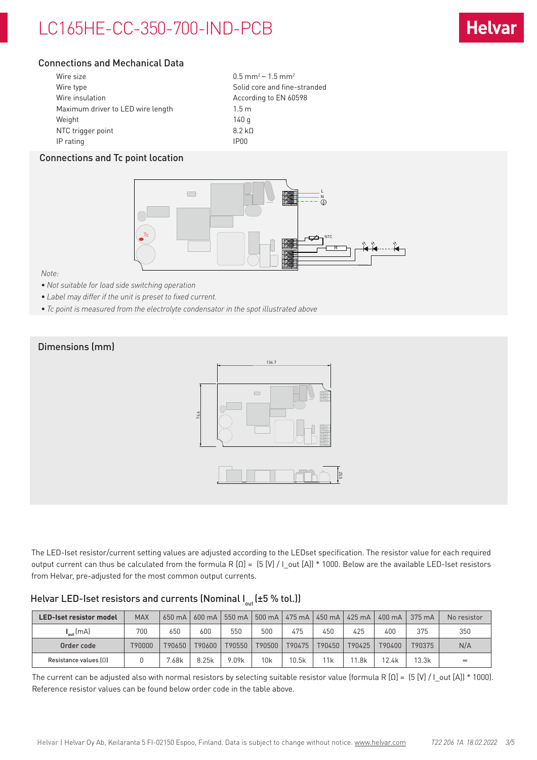# LC165HE-CC-350-700-IND-PCB

## Connections and Mechanical Data

| | |
|---|---|
| Wire size | 0.5 mm² – 1.5 mm² |
| Wire type | Solid core and fine-stranded |
| Wire insulation | According to EN 60598 |
| Maximum driver to LED wire length | 1.5 m |
| Weight | 140 g |
| NTC trigger point | 8.2 kΩ |
| IP rating | IP00 |

## Connections and Tc point location

*Note:*

- *Not suitable for load side switching operation*
- *Label may differ if the unit is preset to fixed current.*
- *Tc point is measured from the electrolyte condensator in the spot illustrated above*

## Dimensions (mm)

The LED-Iset resistor/current setting values are adjusted according to the LEDset specification. The resistor value for each required output current can thus be calculated from the formula R [Ω] = (5 [V] / I_out [A]) * 1000. Below are the available LED-Iset resistors from Helvar, pre-adjusted for the most common output currents.

### Helvar LED-Iset resistors and currents (Nominal $I_{out}$ (±5 % tol.))

| LED-Iset resistor model | MAX | 650 mA | 600 mA | 550 mA | 500 mA | 475 mA | 450 mA | 425 mA | 400 mA | 375 mA | No resistor |
|---|---|---|---|---|---|---|---|---|---|---|---|
| $I_{out}$ (mA) | 700 | 650 | 600 | 550 | 500 | 475 | 450 | 425 | 400 | 375 | 350 |
| Order code | T90000 | T90650 | T90600 | T90550 | T90500 | T90475 | T90450 | T90425 | T90400 | T90375 | N/A |
| Resistance values (Ω) | 0 | 7.68k | 8.25k | 9.09k | 10k | 10.5k | 11k | 11.8k | 12.4k | 13.3k | ∞ |

The current can be adjusted also with normal resistors by selecting suitable resistor value (formula R [Ω] = (5 [V] / I_out [A]) * 1000). Reference resistor values can be found below order code in the table above.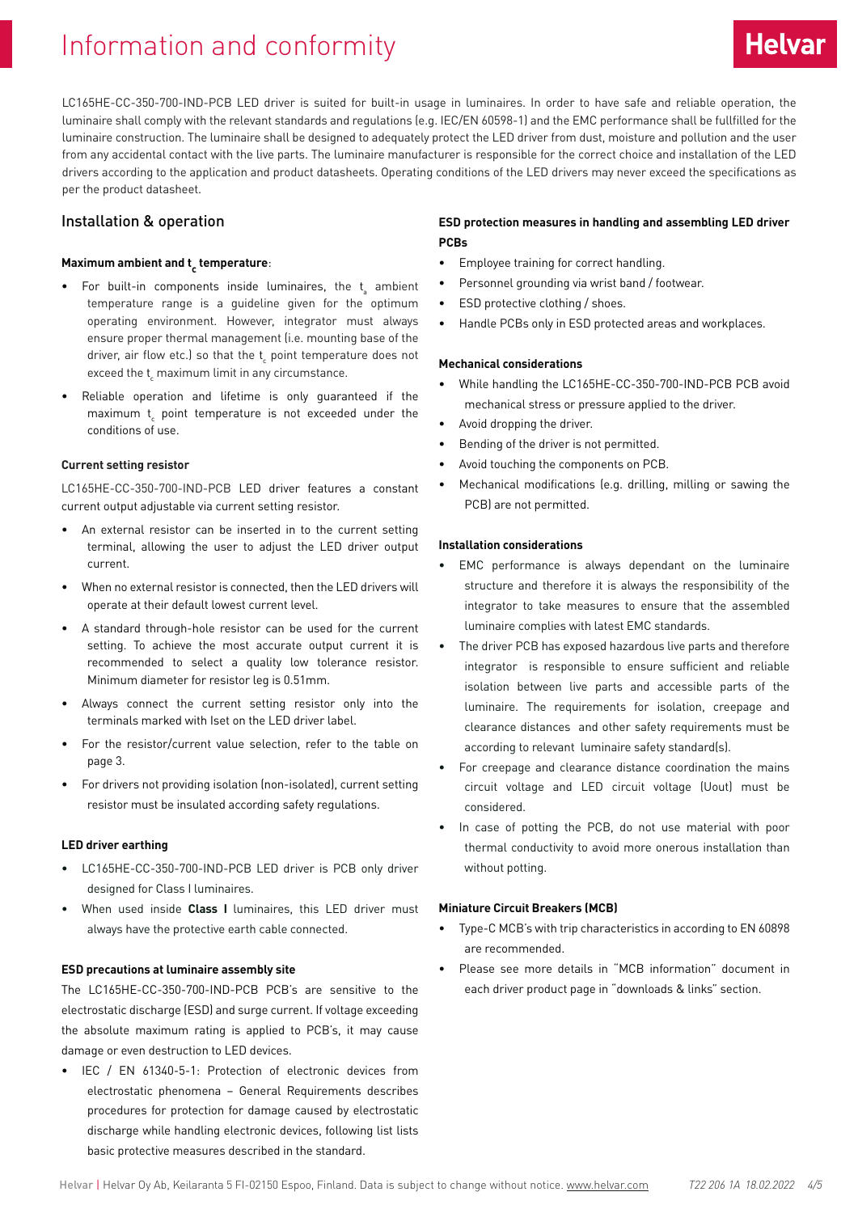# Information and conformity

LC165HE-CC-350-700-IND-PCB LED driver is suited for built-in usage in luminaires. In order to have safe and reliable operation, the luminaire shall comply with the relevant standards and regulations (e.g. IEC/EN 60598-1) and the EMC performance shall be fullfilled for the luminaire construction. The luminaire shall be designed to adequately protect the LED driver from dust, moisture and pollution and the user from any accidental contact with the live parts. The luminaire manufacturer is responsible for the correct choice and installation of the LED drivers according to the application and product datasheets. Operating conditions of the LED drivers may never exceed the specifications as per the product datasheet.

## Installation & operation

**Maximum ambient and $t_c$ temperature:**

- For built-in components inside luminaires, the $t_a$ ambient temperature range is a guideline given for the optimum operating environment. However, integrator must always ensure proper thermal management (i.e. mounting base of the driver, air flow etc.) so that the $t_c$ point temperature does not exceed the $t_c$ maximum limit in any circumstance.
- Reliable operation and lifetime is only guaranteed if the maximum $t_c$ point temperature is not exceeded under the conditions of use.

**Current setting resistor**

LC165HE-CC-350-700-IND-PCB LED driver features a constant current output adjustable via current setting resistor.

- An external resistor can be inserted in to the current setting terminal, allowing the user to adjust the LED driver output current.
- When no external resistor is connected, then the LED drivers will operate at their default lowest current level.
- A standard through-hole resistor can be used for the current setting. To achieve the most accurate output current it is recommended to select a quality low tolerance resistor. Minimum diameter for resistor leg is 0.51mm.
- Always connect the current setting resistor only into the terminals marked with Iset on the LED driver label.
- For the resistor/current value selection, refer to the table on page 3.
- For drivers not providing isolation (non-isolated), current setting resistor must be insulated according safety regulations.

**LED driver earthing**

- LC165HE-CC-350-700-IND-PCB LED driver is PCB only driver designed for Class I luminaires.
- When used inside **Class I** luminaires, this LED driver must always have the protective earth cable connected.

**ESD precautions at luminaire assembly site**

The LC165HE-CC-350-700-IND-PCB PCB's are sensitive to the electrostatic discharge (ESD) and surge current. If voltage exceeding the absolute maximum rating is applied to PCB's, it may cause damage or even destruction to LED devices.

- IEC / EN 61340-5-1: Protection of electronic devices from electrostatic phenomena – General Requirements describes procedures for protection for damage caused by electrostatic discharge while handling electronic devices, following list lists basic protective measures described in the standard.

**ESD protection measures in handling and assembling LED driver PCBs**

- Employee training for correct handling.
- Personnel grounding via wrist band / footwear.
- ESD protective clothing / shoes.
- Handle PCBs only in ESD protected areas and workplaces.

**Mechanical considerations**

- While handling the LC165HE-CC-350-700-IND-PCB PCB avoid mechanical stress or pressure applied to the driver.
- Avoid dropping the driver.
- Bending of the driver is not permitted.
- Avoid touching the components on PCB.
- Mechanical modifications (e.g. drilling, milling or sawing the PCB) are not permitted.

**Installation considerations**

- EMC performance is always dependant on the luminaire structure and therefore it is always the responsibility of the integrator to take measures to ensure that the assembled luminaire complies with latest EMC standards.
- The driver PCB has exposed hazardous live parts and therefore integrator is responsible to ensure sufficient and reliable isolation between live parts and accessible parts of the luminaire. The requirements for isolation, creepage and clearance distances and other safety requirements must be according to relevant luminaire safety standard(s).
- For creepage and clearance distance coordination the mains circuit voltage and LED circuit voltage (Uout) must be considered.
- In case of potting the PCB, do not use material with poor thermal conductivity to avoid more onerous installation than without potting.

**Miniature Circuit Breakers (MCB)**

- Type-C MCB's with trip characteristics in according to EN 60898 are recommended.
- Please see more details in "MCB information" document in each driver product page in "downloads & links" section.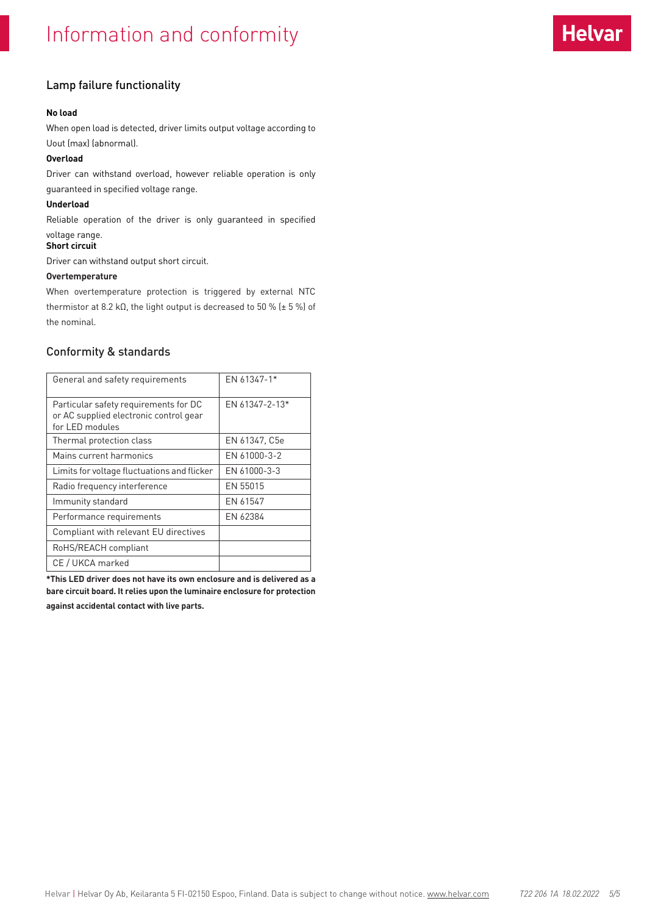# Information and conformity

## Lamp failure functionality

**No load**

When open load is detected, driver limits output voltage according to Uout (max) (abnormal).

**Overload**

Driver can withstand overload, however reliable operation is only guaranteed in specified voltage range.

**Underload**

Reliable operation of the driver is only guaranteed in specified voltage range.

**Short circuit**

Driver can withstand output short circuit.

**Overtemperature**

When overtemperature protection is triggered by external NTC thermistor at 8.2 kΩ, the light output is decreased to 50 % (± 5 %) of the nominal.

## Conformity & standards

| | |
|---|---|
| General and safety requirements | EN 61347-1* |
| Particular safety requirements for DC or AC supplied electronic control gear for LED modules | EN 61347-2-13* |
| Thermal protection class | EN 61347, C5e |
| Mains current harmonics | EN 61000-3-2 |
| Limits for voltage fluctuations and flicker | EN 61000-3-3 |
| Radio frequency interference | EN 55015 |
| Immunity standard | EN 61547 |
| Performance requirements | EN 62384 |
| Compliant with relevant EU directives | |
| RoHS/REACH compliant | |
| CE / UKCA marked | |

**\*This LED driver does not have its own enclosure and is delivered as a bare circuit board. It relies upon the luminaire enclosure for protection against accidental contact with live parts.**

Helvar | Helvar Oy Ab, Keilaranta 5 FI-02150 Espoo, Finland. Data is subject to change without notice. www.helvar.com

T22 206 1A 18.02.2022